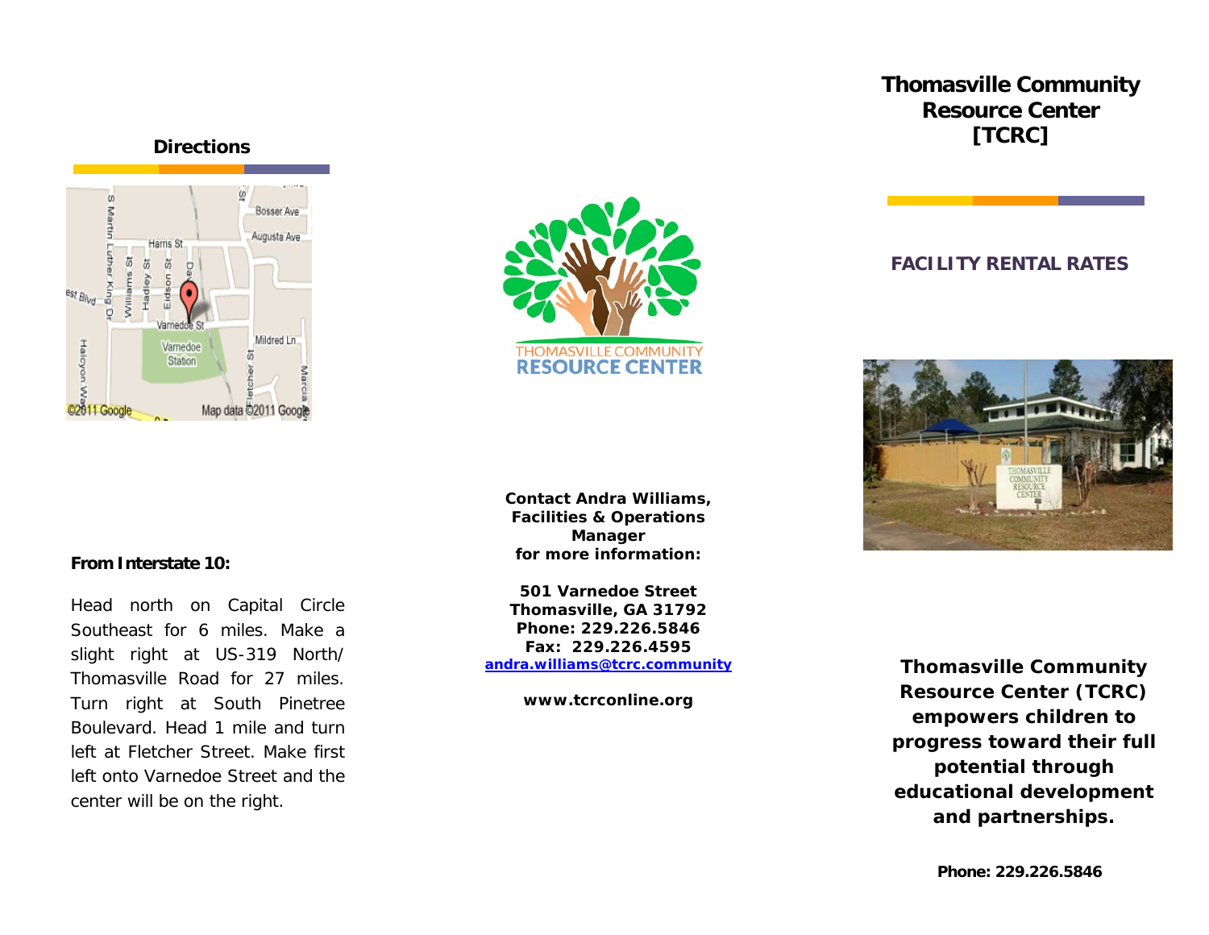## Directions

**From Interstate 10:**

Head north on Capital Circle Southeast for 6 miles. Make a slight right at US-319 North/ Thomasville Road for 27 miles. Turn right at South Pinetree Boulevard. Head 1 mile and turn left at Fletcher Street. Make first left onto Varnedoe Street and the center will be on the right.

**Contact Andra Williams, Facilities & Operations Manager for more information:**

**501 Varnedoe Street**
**Thomasville, GA 31792**
**Phone: 229.226.5846**
**Fax: 229.226.4595**
**andra.williams@tcrc.community**

**www.tcrconline.org**

# Thomasville Community Resource Center [TCRC]

## FACILITY RENTAL RATES

**Thomasville Community Resource Center (TCRC) empowers children to progress toward their full potential through educational development and partnerships.**

**Phone: 229.226.5846**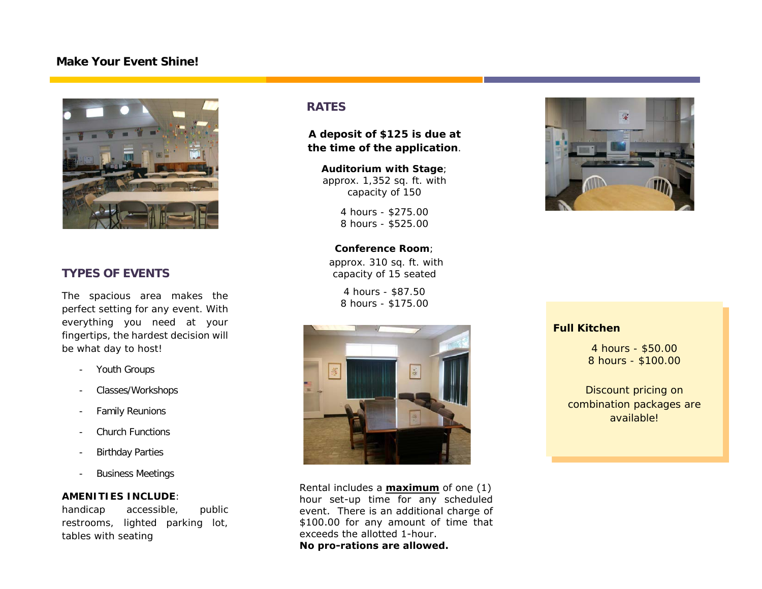**Make Your Event Shine!**

## TYPES OF EVENTS

The spacious area makes the perfect setting for any event. With everything you need at your fingertips, the hardest decision will be what day to host!

- Youth Groups
- Classes/Workshops
- Family Reunions
- Church Functions
- Birthday Parties
- Business Meetings

**AMENITIES INCLUDE**:
handicap accessible, public restrooms, lighted parking lot, tables with seating

## RATES

**A deposit of $125 is due at the time of the application**.

**Auditorium with Stage**; approx. 1,352 sq. ft. with capacity of 150

4 hours - $275.00
8 hours - $525.00

**Conference Room**; approx. 310 sq. ft. with capacity of 15 seated

4 hours - $87.50
8 hours - $175.00

Rental includes a **maximum** of one (1) hour set-up time for any scheduled event. There is an additional charge of $100.00 for any amount of time that exceeds the allotted 1-hour.
**No pro-rations are allowed.**

**Full Kitchen**

4 hours - $50.00
8 hours - $100.00

Discount pricing on combination packages are available!